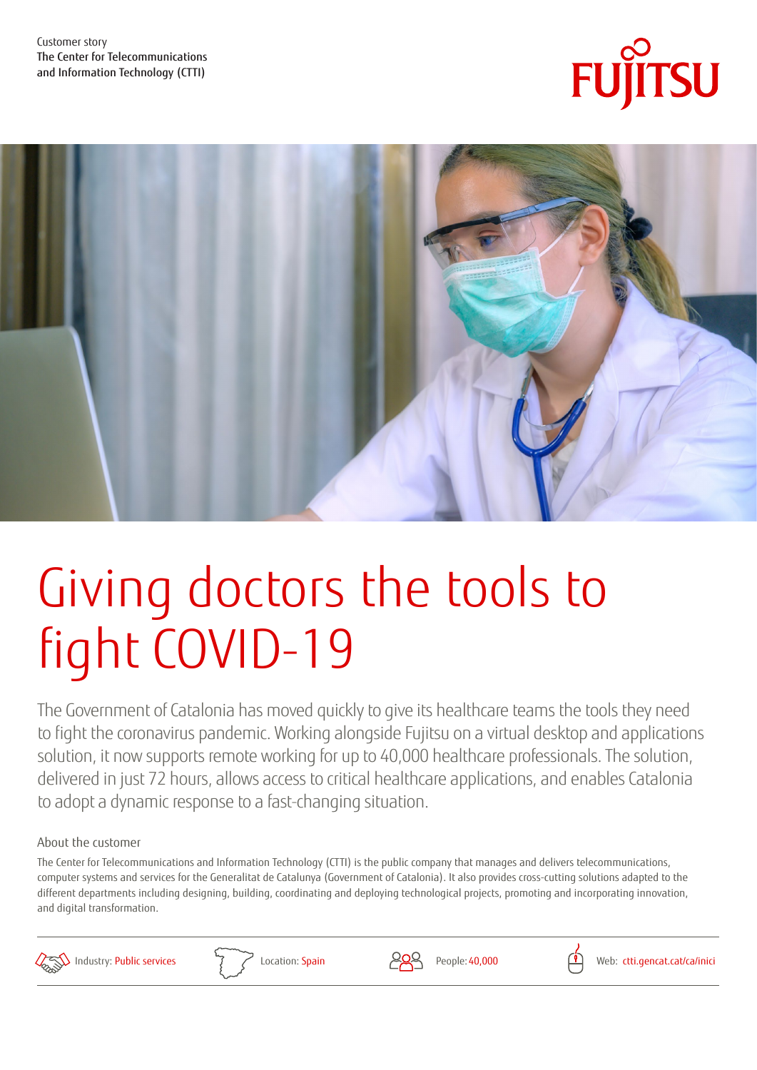Customer story
The Center for Telecommunications and Information Technology (CTTI)

FUJITSU

# Giving doctors the tools to fight COVID-19

The Government of Catalonia has moved quickly to give its healthcare teams the tools they need to fight the coronavirus pandemic. Working alongside Fujitsu on a virtual desktop and applications solution, it now supports remote working for up to 40,000 healthcare professionals. The solution, delivered in just 72 hours, allows access to critical healthcare applications, and enables Catalonia to adopt a dynamic response to a fast-changing situation.

## About the customer

The Center for Telecommunications and Information Technology (CTTI) is the public company that manages and delivers telecommunications, computer systems and services for the Generalitat de Catalunya (Government of Catalonia). It also provides cross-cutting solutions adapted to the different departments including designing, building, coordinating and deploying technological projects, promoting and incorporating innovation, and digital transformation.

Industry: Public services | Location: Spain | People: 40,000 | Web: ctti.gencat.cat/ca/inici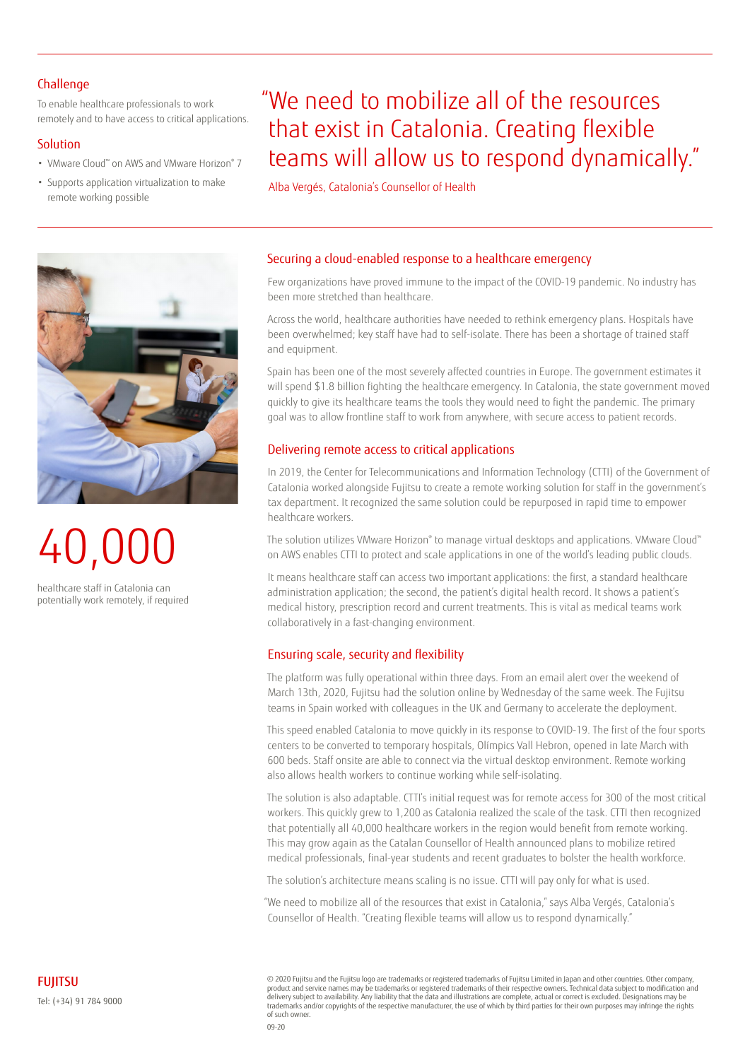## Challenge

To enable healthcare professionals to work remotely and to have access to critical applications.

## Solution

- VMware Cloud™ on AWS and VMware Horizon® 7
- Supports application virtualization to make remote working possible

> "We need to mobilize all of the resources that exist in Catalonia. Creating flexible teams will allow us to respond dynamically."
>
> Alba Vergés, Catalonia's Counsellor of Health

**40,000**

healthcare staff in Catalonia can potentially work remotely, if required

## Securing a cloud-enabled response to a healthcare emergency

Few organizations have proved immune to the impact of the COVID-19 pandemic. No industry has been more stretched than healthcare.

Across the world, healthcare authorities have needed to rethink emergency plans. Hospitals have been overwhelmed; key staff have had to self-isolate. There has been a shortage of trained staff and equipment.

Spain has been one of the most severely affected countries in Europe. The government estimates it will spend $1.8 billion fighting the healthcare emergency. In Catalonia, the state government moved quickly to give its healthcare teams the tools they would need to fight the pandemic. The primary goal was to allow frontline staff to work from anywhere, with secure access to patient records.

## Delivering remote access to critical applications

In 2019, the Center for Telecommunications and Information Technology (CTTI) of the Government of Catalonia worked alongside Fujitsu to create a remote working solution for staff in the government's tax department. It recognized the same solution could be repurposed in rapid time to empower healthcare workers.

The solution utilizes VMware Horizon® to manage virtual desktops and applications. VMware Cloud™ on AWS enables CTTI to protect and scale applications in one of the world's leading public clouds.

It means healthcare staff can access two important applications: the first, a standard healthcare administration application; the second, the patient's digital health record. It shows a patient's medical history, prescription record and current treatments. This is vital as medical teams work collaboratively in a fast-changing environment.

## Ensuring scale, security and flexibility

The platform was fully operational within three days. From an email alert over the weekend of March 13th, 2020, Fujitsu had the solution online by Wednesday of the same week. The Fujitsu teams in Spain worked with colleagues in the UK and Germany to accelerate the deployment.

This speed enabled Catalonia to move quickly in its response to COVID-19. The first of the four sports centers to be converted to temporary hospitals, Olímpics Vall Hebron, opened in late March with 600 beds. Staff onsite are able to connect via the virtual desktop environment. Remote working also allows health workers to continue working while self-isolating.

The solution is also adaptable. CTTI's initial request was for remote access for 300 of the most critical workers. This quickly grew to 1,200 as Catalonia realized the scale of the task. CTTI then recognized that potentially all 40,000 healthcare workers in the region would benefit from remote working. This may grow again as the Catalan Counsellor of Health announced plans to mobilize retired medical professionals, final-year students and recent graduates to bolster the health workforce.

The solution's architecture means scaling is no issue. CTTI will pay only for what is used.

"We need to mobilize all of the resources that exist in Catalonia," says Alba Vergés, Catalonia's Counsellor of Health. "Creating flexible teams will allow us to respond dynamically."

**FUJITSU**

Tel: (+34) 91 784 9000

© 2020 Fujitsu and the Fujitsu logo are trademarks or registered trademarks of Fujitsu Limited in Japan and other countries. Other company, product and service names may be trademarks or registered trademarks of their respective owners. Technical data subject to modification and delivery subject to availability. Any liability that the data and illustrations are complete, actual or correct is excluded. Designations may be trademarks and/or copyrights of the respective manufacturer, the use of which by third parties for their own purposes may infringe the rights of such owner.

09-20